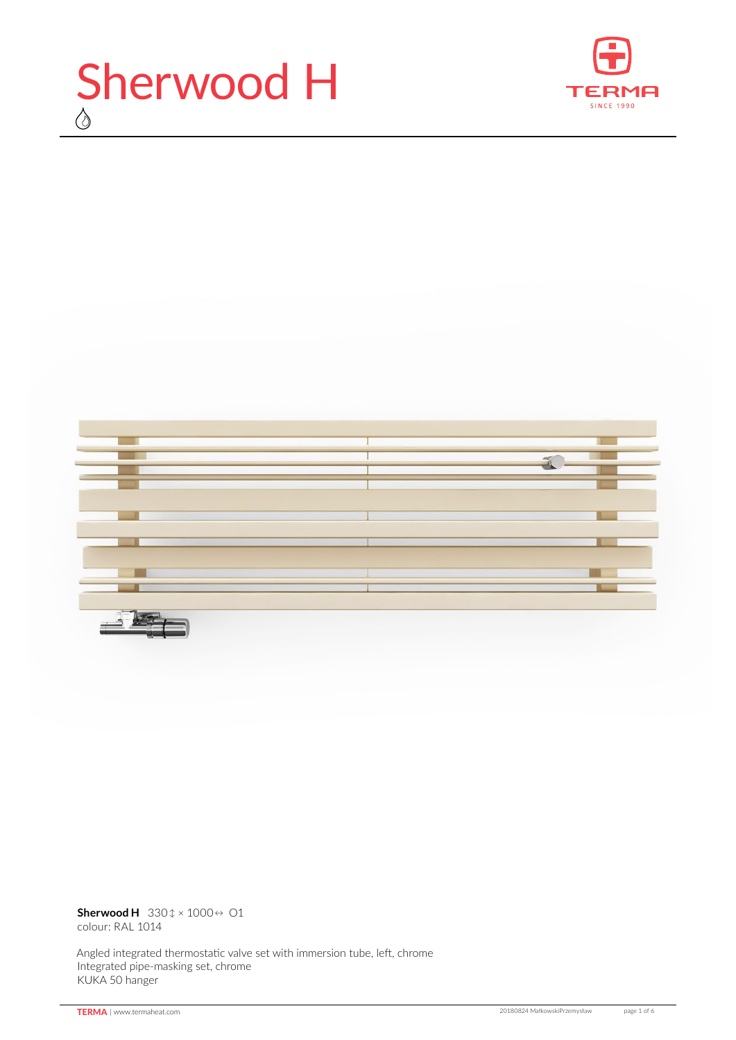# Sherwood H

**Sherwood H** 330↕ × 1000↔ O1
colour: RAL 1014

Angled integrated thermostatic valve set with immersion tube, left, chrome
Integrated pipe-masking set, chrome
KUKA 50 hanger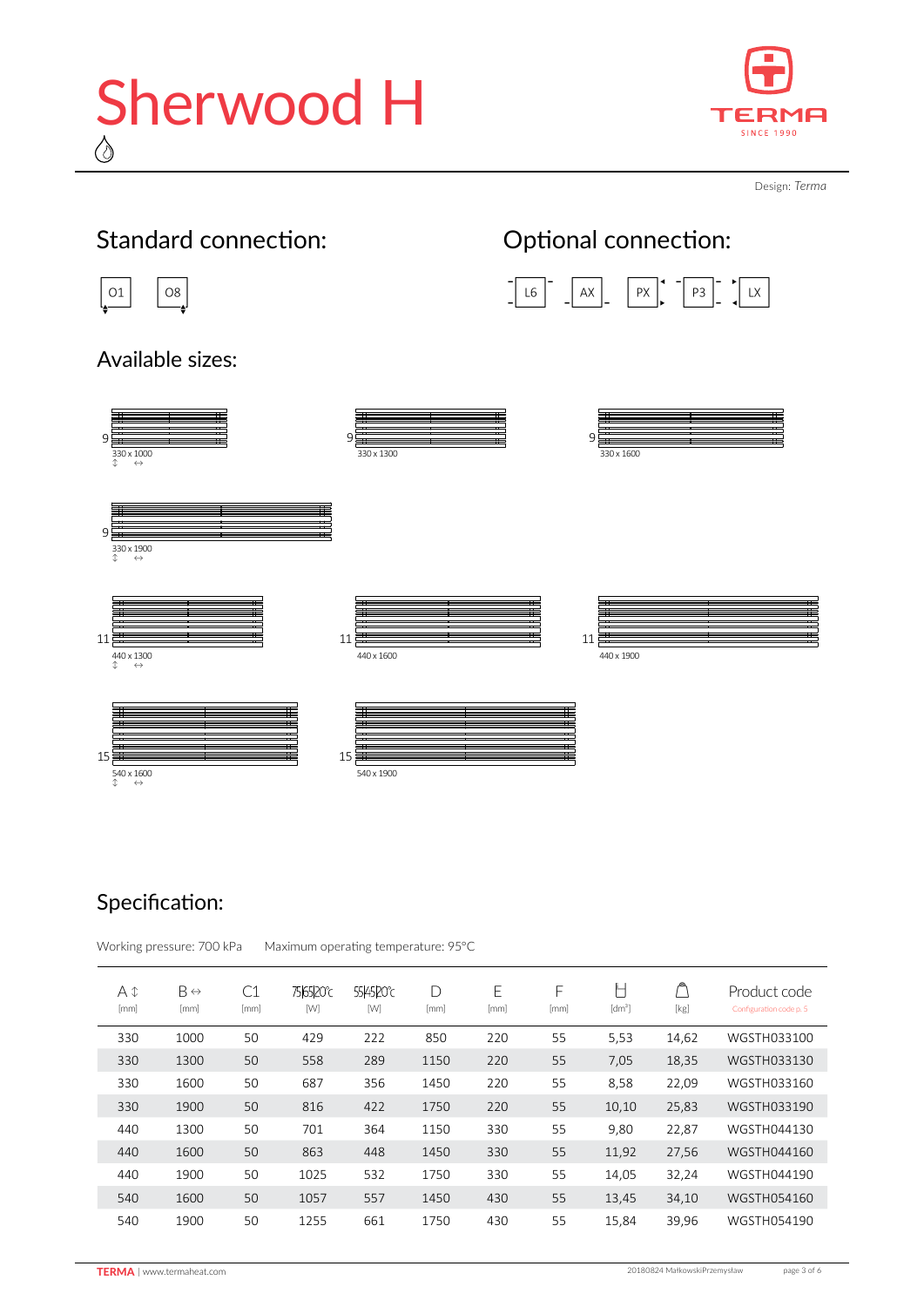# Sherwood H

Design: *Terma*

## Standard connection:

O1 O8

## Optional connection:

L6 AX PX P3 LX

## Available sizes:

9 — 330 x 1000

9 — 330 x 1300

9 — 330 x 1600

9 — 330 x 1900

11 — 440 x 1300

11 — 440 x 1600

11 — 440 x 1900

15 — 540 x 1600

15 — 540 x 1900

## Specification:

Working pressure: 700 kPa    Maximum operating temperature: 95°C

| A ↕ [mm] | B ↔ [mm] | C1 [mm] | 75/65/20°C [W] | 55/45/20°C [W] | D [mm] | E [mm] | F [mm] | [dm³] | [kg] | Product code (Configuration code p. 5) |
|---|---|---|---|---|---|---|---|---|---|---|
| 330 | 1000 | 50 | 429 | 222 | 850 | 220 | 55 | 5,53 | 14,62 | WGSTH033100 |
| 330 | 1300 | 50 | 558 | 289 | 1150 | 220 | 55 | 7,05 | 18,35 | WGSTH033130 |
| 330 | 1600 | 50 | 687 | 356 | 1450 | 220 | 55 | 8,58 | 22,09 | WGSTH033160 |
| 330 | 1900 | 50 | 816 | 422 | 1750 | 220 | 55 | 10,10 | 25,83 | WGSTH033190 |
| 440 | 1300 | 50 | 701 | 364 | 1150 | 330 | 55 | 9,80 | 22,87 | WGSTH044130 |
| 440 | 1600 | 50 | 863 | 448 | 1450 | 330 | 55 | 11,92 | 27,56 | WGSTH044160 |
| 440 | 1900 | 50 | 1025 | 532 | 1750 | 330 | 55 | 14,05 | 32,24 | WGSTH044190 |
| 540 | 1600 | 50 | 1057 | 557 | 1450 | 430 | 55 | 13,45 | 34,10 | WGSTH054160 |
| 540 | 1900 | 50 | 1255 | 661 | 1750 | 430 | 55 | 15,84 | 39,96 | WGSTH054190 |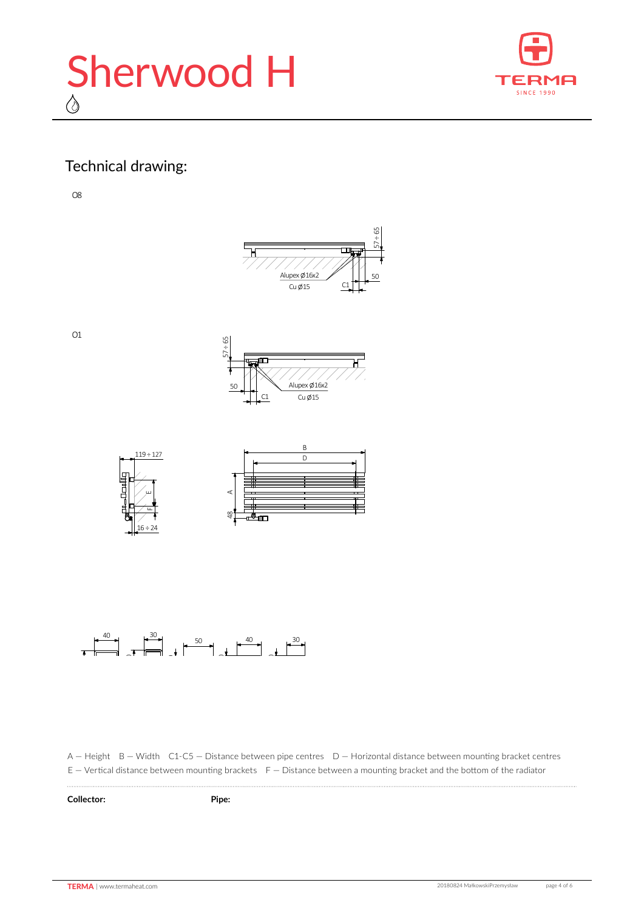# Sherwood H

## Technical drawing:

O8

O1

A – Height B – Width C1-C5 – Distance between pipe centres D – Horizontal distance between mounting bracket centres
E – Vertical distance between mounting brackets F – Distance between a mounting bracket and the bottom of the radiator

**Collector:** **Pipe:**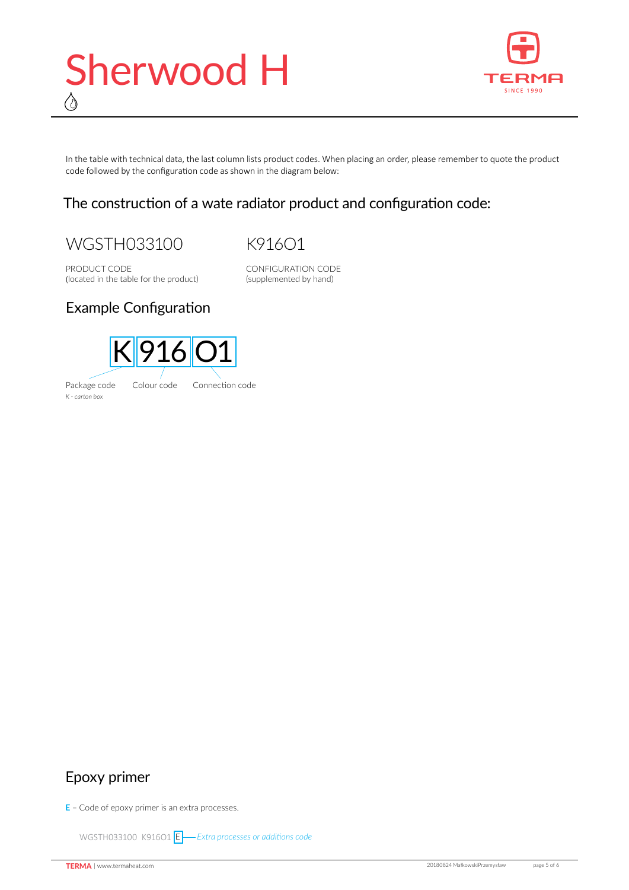# Sherwood H

In the table with technical data, the last column lists product codes. When placing an order, please remember to quote the product code followed by the configuration code as shown in the diagram below:

## The construction of a wate radiator product and configuration code:

WGSTH033100

PRODUCT CODE
(located in the table for the product)

K916O1

CONFIGURATION CODE
(supplemented by hand)

## Example Configuration

K | 916 | O1

Package code
*K - carton box*

Colour code

Connection code

## Epoxy primer

**E** – Code of epoxy primer is an extra processes.

WGSTH033100 K916O1 E — *Extra processes or additions code*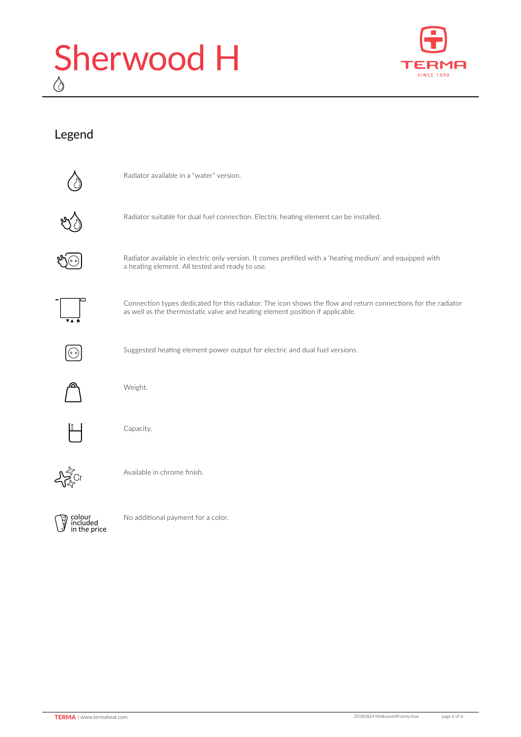# Sherwood H

## Legend

Radiator available in a "water" version.

Radiator suitable for dual fuel connection. Electric heating element can be installed.

Radiator available in electric only version. It comes prefilled with a 'heating medium' and equipped with a heating element. All tested and ready to use.

Connection types dedicated for this radiator. The icon shows the flow and return connections for the radiator as well as the thermostatic valve and heating element position if applicable.

Suggested heating element power output for electric and dual fuel versions.

Weight.

Capacity.

Cr

Available in chrome finish.

colour included in the price

No additional payment for a color.